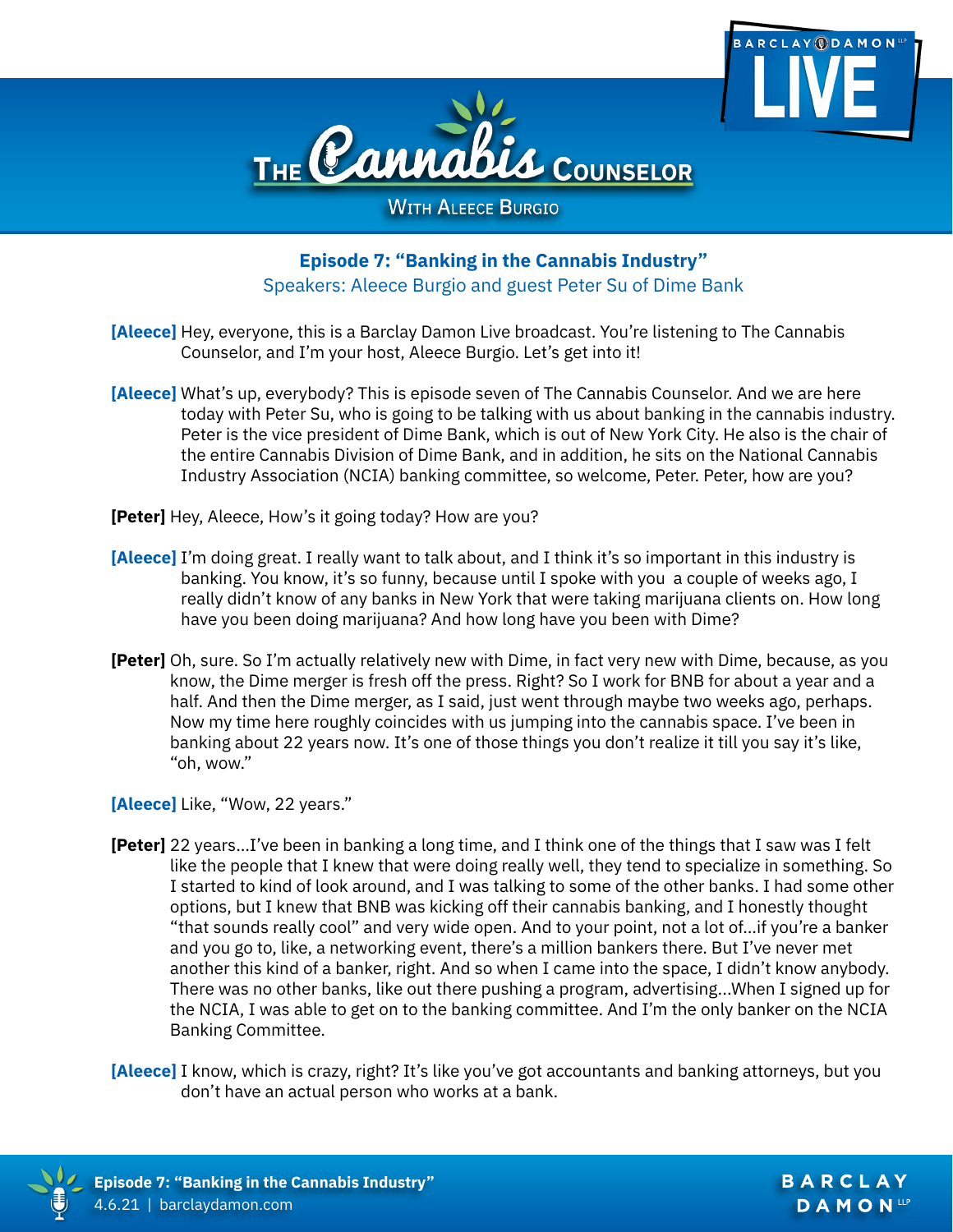# The Cannabis Counselor

With Aleece Burgio

## Episode 7: "Banking in the Cannabis Industry"

Speakers: Aleece Burgio and guest Peter Su of Dime Bank

**[Aleece]** Hey, everyone, this is a Barclay Damon Live broadcast. You're listening to The Cannabis Counselor, and I'm your host, Aleece Burgio. Let's get into it!

**[Aleece]** What's up, everybody? This is episode seven of The Cannabis Counselor. And we are here today with Peter Su, who is going to be talking with us about banking in the cannabis industry. Peter is the vice president of Dime Bank, which is out of New York City. He also is the chair of the entire Cannabis Division of Dime Bank, and in addition, he sits on the National Cannabis Industry Association (NCIA) banking committee, so welcome, Peter. Peter, how are you?

**[Peter]** Hey, Aleece, How's it going today? How are you?

**[Aleece]** I'm doing great. I really want to talk about, and I think it's so important in this industry is banking. You know, it's so funny, because until I spoke with you a couple of weeks ago, I really didn't know of any banks in New York that were taking marijuana clients on. How long have you been doing marijuana? And how long have you been with Dime?

**[Peter]** Oh, sure. So I'm actually relatively new with Dime, in fact very new with Dime, because, as you know, the Dime merger is fresh off the press. Right? So I work for BNB for about a year and a half. And then the Dime merger, as I said, just went through maybe two weeks ago, perhaps. Now my time here roughly coincides with us jumping into the cannabis space. I've been in banking about 22 years now. It's one of those things you don't realize it till you say it's like, "oh, wow."

**[Aleece]** Like, "Wow, 22 years."

**[Peter]** 22 years...I've been in banking a long time, and I think one of the things that I saw was I felt like the people that I knew that were doing really well, they tend to specialize in something. So I started to kind of look around, and I was talking to some of the other banks. I had some other options, but I knew that BNB was kicking off their cannabis banking, and I honestly thought "that sounds really cool" and very wide open. And to your point, not a lot of...if you're a banker and you go to, like, a networking event, there's a million bankers there. But I've never met another this kind of a banker, right. And so when I came into the space, I didn't know anybody. There was no other banks, like out there pushing a program, advertising...When I signed up for the NCIA, I was able to get on to the banking committee. And I'm the only banker on the NCIA Banking Committee.

**[Aleece]** I know, which is crazy, right? It's like you've got accountants and banking attorneys, but you don't have an actual person who works at a bank.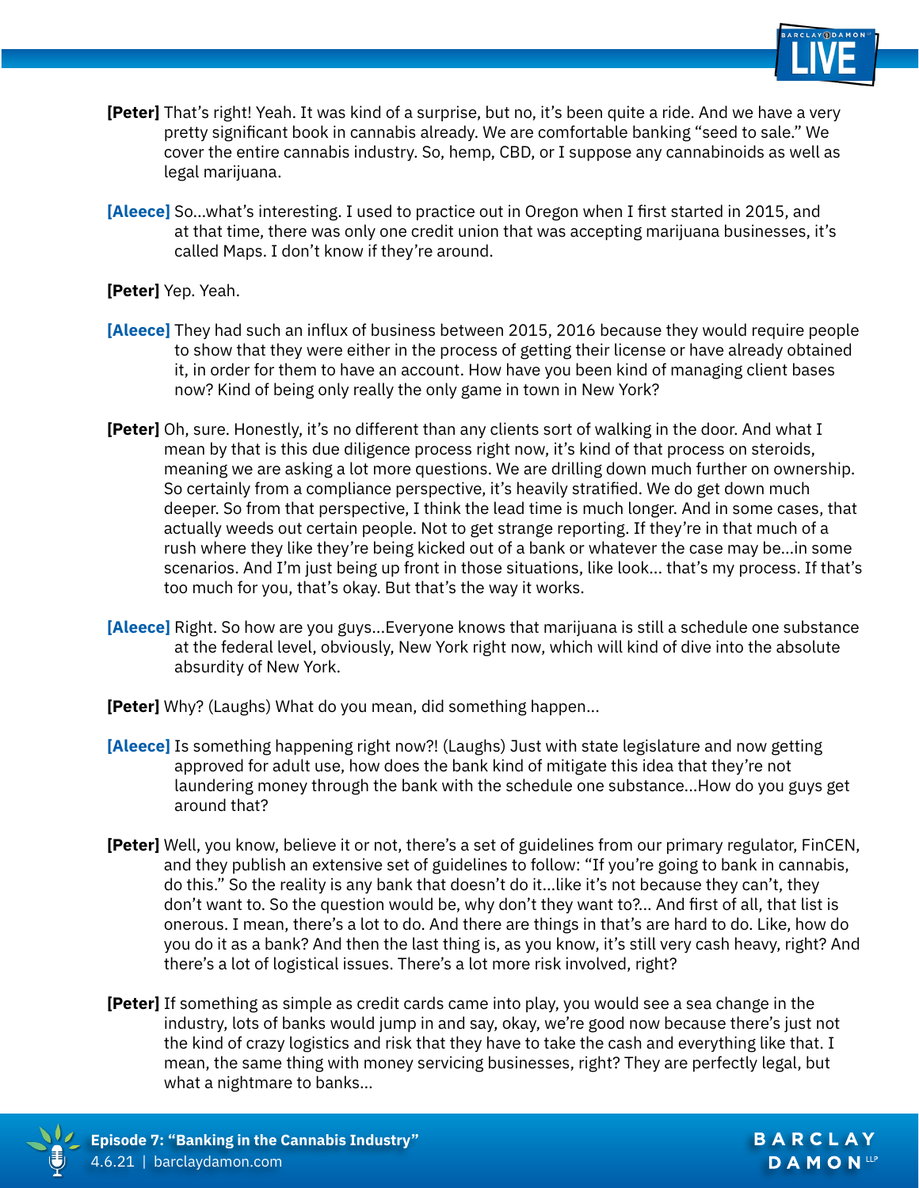**[Peter]** That's right! Yeah. It was kind of a surprise, but no, it's been quite a ride. And we have a very pretty significant book in cannabis already. We are comfortable banking "seed to sale." We cover the entire cannabis industry. So, hemp, CBD, or I suppose any cannabinoids as well as legal marijuana.

**[Aleece]** So...what's interesting. I used to practice out in Oregon when I first started in 2015, and at that time, there was only one credit union that was accepting marijuana businesses, it's called Maps. I don't know if they're around.

**[Peter]** Yep. Yeah.

**[Aleece]** They had such an influx of business between 2015, 2016 because they would require people to show that they were either in the process of getting their license or have already obtained it, in order for them to have an account. How have you been kind of managing client bases now? Kind of being only really the only game in town in New York?

**[Peter]** Oh, sure. Honestly, it's no different than any clients sort of walking in the door. And what I mean by that is this due diligence process right now, it's kind of of that process on steroids, meaning we are asking a lot more questions. We are drilling down much further on ownership. So certainly from a compliance perspective, it's heavily stratified. We do get down much deeper. So from that perspective, I think the lead time is much longer. And in some cases, that actually weeds out certain people. Not to get strange reporting. If they're in that much of a rush where they like they're being kicked out of a bank or whatever the case may be...in some scenarios. And I'm just being up front in those situations, like look... that's my process. If that's too much for you, that's okay. But that's the way it works.

**[Aleece]** Right. So how are you guys...Everyone knows that marijuana is still a schedule one substance at the federal level, obviously, New York right now, which will kind of dive into the absolute absurdity of New York.

**[Peter]** Why? (Laughs) What do you mean, did something happen...

**[Aleece]** Is something happening right now?! (Laughs) Just with state legislature and now getting approved for adult use, how does the bank kind of mitigate this idea that they're not laundering money through the bank with the schedule one substance...How do you guys get around that?

**[Peter]** Well, you know, believe it or not, there's a set of guidelines from our primary regulator, FinCEN, and they publish an extensive set of guidelines to follow: "If you're going to bank in cannabis, do this." So the reality is any bank that doesn't do it...like it's not because they can't, they don't want to. So the question would be, why don't they want to?... And first of all, that list is onerous. I mean, there's a lot to do. And there are things in that's are hard to do. Like, how do you do it as a bank? And then the last thing is, as you know, it's still very cash heavy, right? And there's a lot of logistical issues. There's a lot more risk involved, right?

**[Peter]** If something as simple as credit cards came into play, you would see a sea change in the industry, lots of banks would jump in and say, okay, we're good now because there's just not the kind of crazy logistics and risk that they have to take the cash and everything like that. I mean, the same thing with money servicing businesses, right? They are perfectly legal, but what a nightmare to banks...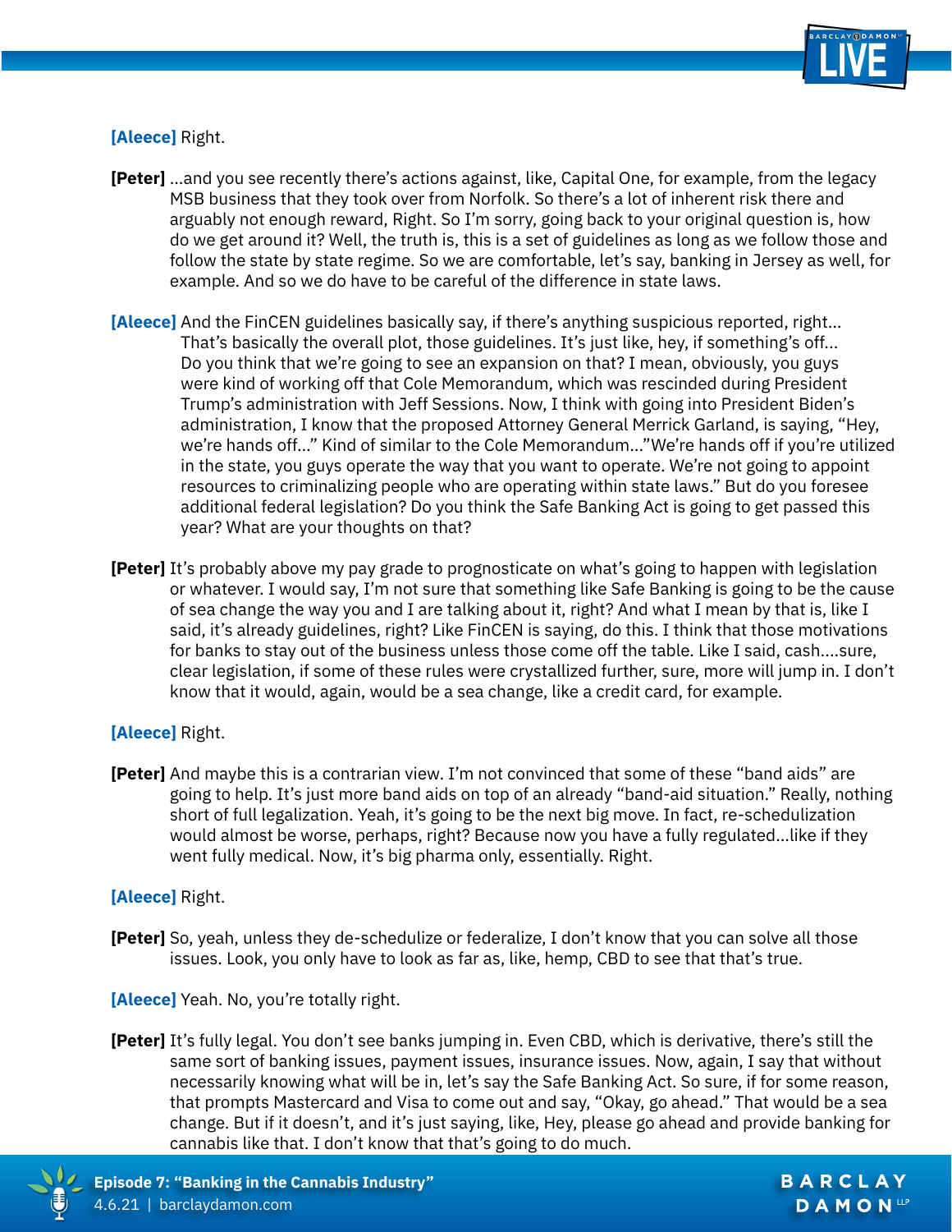**[Aleece]** Right.

**[Peter]** ...and you see recently there's actions against, like, Capital One, for example, from the legacy MSB business that they took over from Norfolk. So there's a lot of inherent risk there and arguably not enough reward, Right. So I'm sorry, going back to your original question is, how do we get around it? Well, the truth is, this is a set of guidelines as long as we follow those and follow the state by state regime. So we are comfortable, let's say, banking in Jersey as well, for example. And so we do have to be careful of the difference in state laws.

**[Aleece]** And the FinCEN guidelines basically say, if there's anything suspicious reported, right... That's basically the overall plot, those guidelines. It's just like, hey, if something's off... Do you think that we're going to see an expansion on that? I mean, obviously, you guys were kind of working off that Cole Memorandum, which was rescinded during President Trump's administration with Jeff Sessions. Now, I think with going into President Biden's administration, I know that the proposed Attorney General Merrick Garland, is saying, "Hey, we're hands off..." Kind of similar to the Cole Memorandum..."We're hands off if you're utilized in the state, you guys operate the way that you want to operate. We're not going to appoint resources to criminalizing people who are operating within state laws." But do you foresee additional federal legislation? Do you think the Safe Banking Act is going to get passed this year? What are your thoughts on that?

**[Peter]** It's probably above my pay grade to prognosticate on what's going to happen with legislation or whatever. I would say, I'm not sure that something like Safe Banking is going to be the cause of sea change the way you and I are talking about it, right? And what I mean by that is, like I said, it's already guidelines, right? Like FinCEN is saying, do this. I think that those motivations for banks to stay out of the business unless those come off the table. Like I said, cash....sure, clear legislation, if some of these rules were crystallized further, sure, more will jump in. I don't know that it would, again, would be a sea change, like a credit card, for example.

**[Aleece]** Right.

**[Peter]** And maybe this is a contrarian view. I'm not convinced that some of these "band aids" are going to help. It's just more band aids on top of an already "band-aid situation." Really, nothing short of full legalization. Yeah, it's going to be the next big move. In fact, re-schedulization would almost be worse, perhaps, right? Because now you have a fully regulated...like if they went fully medical. Now, it's big pharma only, essentially. Right.

**[Aleece]** Right.

**[Peter]** So, yeah, unless they de-schedulize or federalize, I don't know that you can solve all those issues. Look, you only have to look as far as, like, hemp, CBD to see that that's true.

**[Aleece]** Yeah. No, you're totally right.

**[Peter]** It's fully legal. You don't see banks jumping in. Even CBD, which is derivative, there's still the same sort of banking issues, payment issues, insurance issues. Now, again, I say that without necessarily knowing what will be in, let's say the Safe Banking Act. So sure, if for some reason, that prompts Mastercard and Visa to come out and say, "Okay, go ahead." That would be a sea change. But if it doesn't, and it's just saying, like, Hey, please go ahead and provide banking for cannabis like that. I don't know that that's going to do much.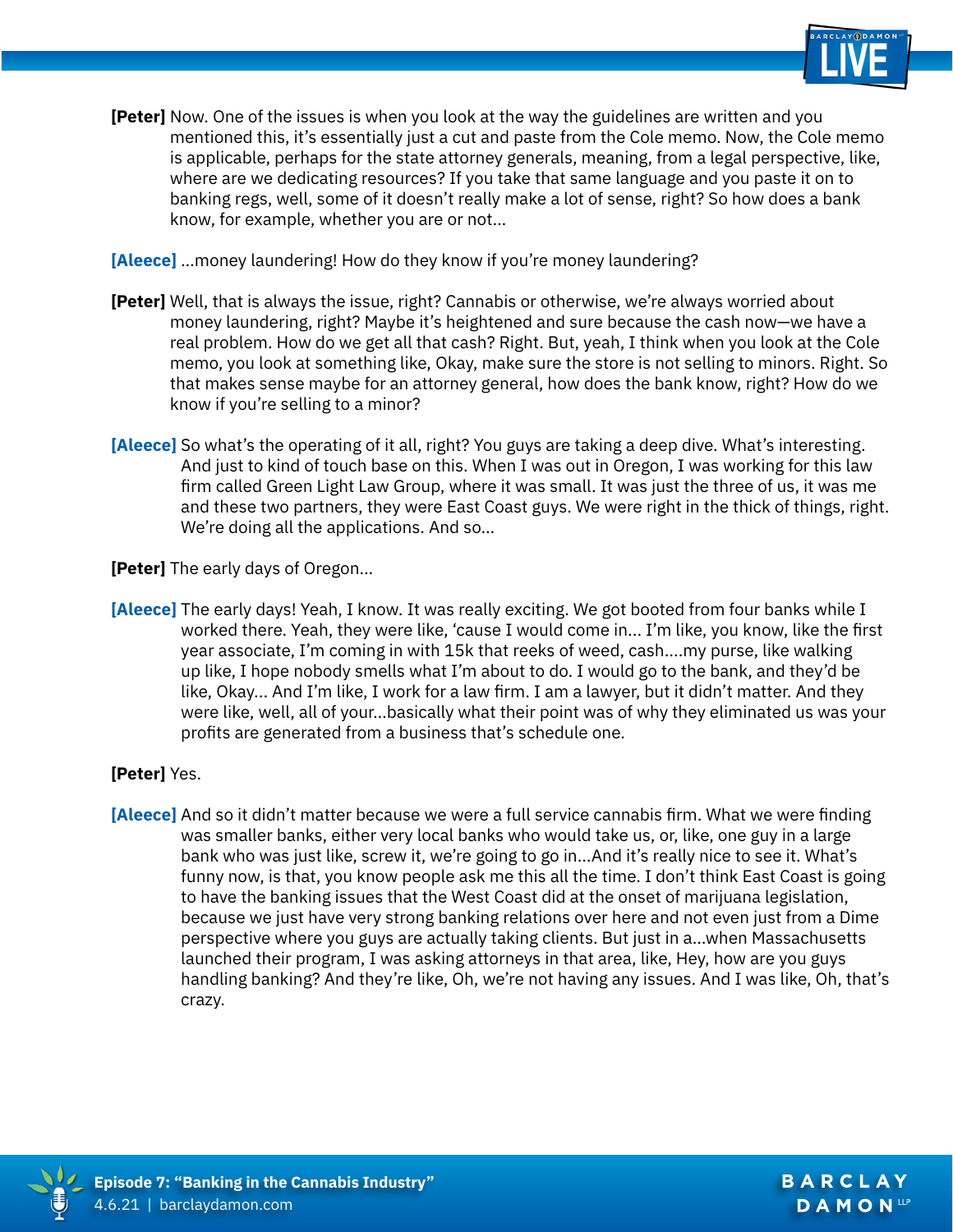**[Peter]** Now. One of the issues is when you look at the way the guidelines are written and you mentioned this, it's essentially just a cut and paste from the Cole memo. Now, the Cole memo is applicable, perhaps for the state attorney generals, meaning, from a legal perspective, like, where are we dedicating resources? If you take that same language and you paste it on to banking regs, well, some of it doesn't really make a lot of sense, right? So how does a bank know, for example, whether you are or not...

**[Aleece]** ...money laundering! How do they know if you're money laundering?

**[Peter]** Well, that is always the issue, right? Cannabis or otherwise, we're always worried about money laundering, right? Maybe it's heightened and sure because the cash now—we have a real problem. How do we get all that cash? Right. But, yeah, I think when you look at the Cole memo, you look at something like, Okay, make sure the store is not selling to minors. Right. So that makes sense maybe for an attorney general, how does the bank know, right? How do we know if you're selling to a minor?

**[Aleece]** So what's the operating of it all, right? You guys are taking a deep dive. What's interesting. And just to kind of touch base on this. When I was out in Oregon, I was working for this law firm called Green Light Law Group, where it was small. It was just the three of us, it was me and these two partners, they were East Coast guys. We were right in the thick of things, right. We're doing all the applications. And so...

**[Peter]** The early days of Oregon...

**[Aleece]** The early days! Yeah, I know. It was really exciting. We got booted from four banks while I worked there. Yeah, they were like, 'cause I would come in... I'm like, you know, like the first year associate, I'm coming in with 15k that reeks of weed, cash....my purse, like walking up like, I hope nobody smells what I'm about to do. I would go to the bank, and they'd be like, Okay... And I'm like, I work for a law firm. I am a lawyer, but it didn't matter. And they were like, well, all of your...basically what their point was of why they eliminated us was your profits are generated from a business that's schedule one.

**[Peter]** Yes.

**[Aleece]** And so it didn't matter because we were a full service cannabis firm. What we were finding was smaller banks, either very local banks who would take us, or, like, one guy in a large bank who was just like, screw it, we're going to go in...And it's really nice to see it. What's funny now, is that, you know people ask me this all the time. I don't think East Coast is going to have the banking issues that the West Coast did at the onset of marijuana legislation, because we just have very strong banking relations over here and not even just from a Dime perspective where you guys are actually taking clients. But just in a...when Massachusetts launched their program, I was asking attorneys in that area, like, Hey, how are you guys handling banking? And they're like, Oh, we're not having any issues. And I was like, Oh, that's crazy.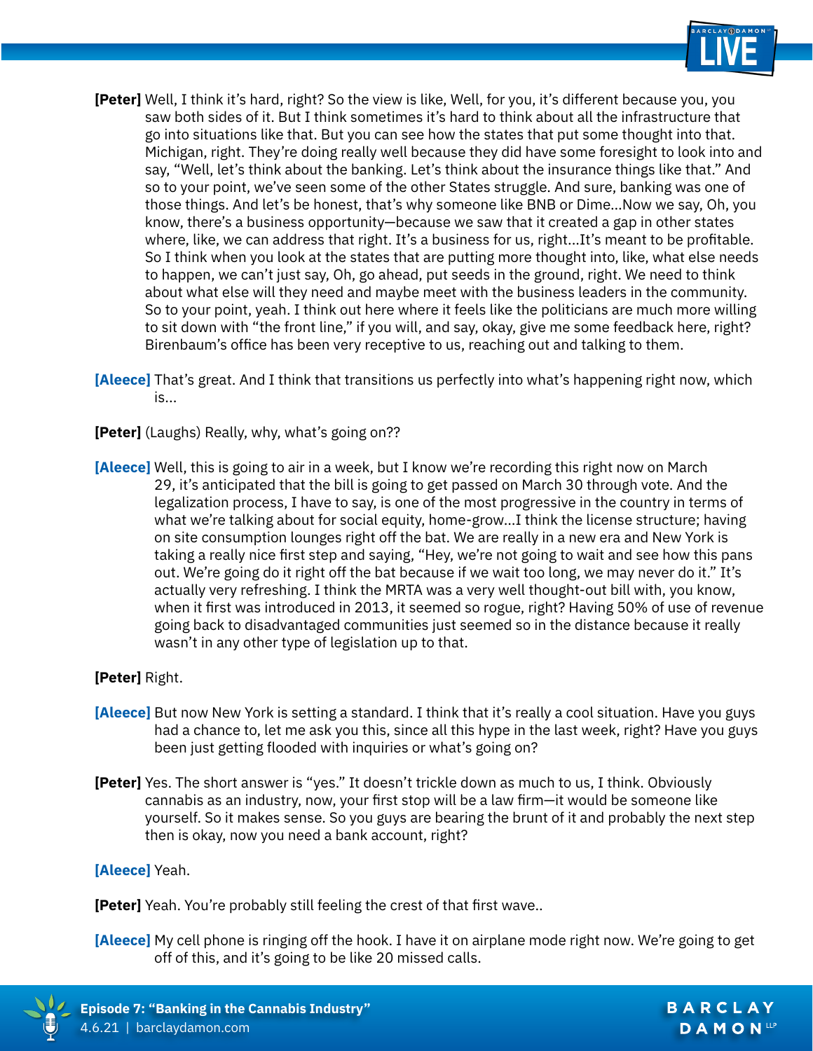**[Peter]** Well, I think it's hard, right? So the view is like, Well, for you, it's different because you, you saw both sides of it. But I think sometimes it's hard to think about all the infrastructure that go into situations like that. But you can see how the states that put some thought into that. Michigan, right. They're doing really well because they did have some foresight to look into and say, "Well, let's think about the banking. Let's think about the insurance things like that." And so to your point, we've seen some of the other States struggle. And sure, banking was one of those things. And let's be honest, that's why someone like BNB or Dime...Now we say, Oh, you know, there's a business opportunity—because we saw that it created a gap in other states where, like, we can address that right. It's a business for us, right...It's meant to be profitable. So I think when you look at the states that are putting more thought into, like, what else needs to happen, we can't just say, Oh, go ahead, put seeds in the ground, right. We need to think about what else will they need and maybe meet with the business leaders in the community. So to your point, yeah. I think out here where it feels like the politicians are much more willing to sit down with "the front line," if you will, and say, okay, give me some feedback here, right? Birenbaum's office has been very receptive to us, reaching out and talking to them.

**[Aleece]** That's great. And I think that transitions us perfectly into what's happening right now, which is...

**[Peter]** (Laughs) Really, why, what's going on??

**[Aleece]** Well, this is going to air in a week, but I know we're recording this right now on March 29, it's anticipated that the bill is going to get passed on March 30 through vote. And the legalization process, I have to say, is one of the most progressive in the country in terms of what we're talking about for social equity, home-grow...I think the license structure; having on site consumption lounges right off the bat. We are really in a new era and New York is taking a really nice first step and saying, "Hey, we're not going to wait and see how this pans out. We're going do it right off the bat because if we wait too long, we may never do it." It's actually very refreshing. I think the MRTA was a very well thought-out bill with, you know, when it first was introduced in 2013, it seemed so rogue, right? Having 50% of use of revenue going back to disadvantaged communities just seemed so in the distance because it really wasn't in any other type of legislation up to that.

**[Peter]** Right.

**[Aleece]** But now New York is setting a standard. I think that it's really a cool situation. Have you guys had a chance to, let me ask you this, since all this hype in the last week, right? Have you guys been just getting flooded with inquiries or what's going on?

**[Peter]** Yes. The short answer is "yes." It doesn't trickle down as much to us, I think. Obviously cannabis as an industry, now, your first stop will be a law firm—it would be someone like yourself. So it makes sense. So you guys are bearing the brunt of it and probably the next step then is okay, now you need a bank account, right?

**[Aleece]** Yeah.

**[Peter]** Yeah. You're probably still feeling the crest of that first wave..

**[Aleece]** My cell phone is ringing off the hook. I have it on airplane mode right now. We're going to get off of this, and it's going to be like 20 missed calls.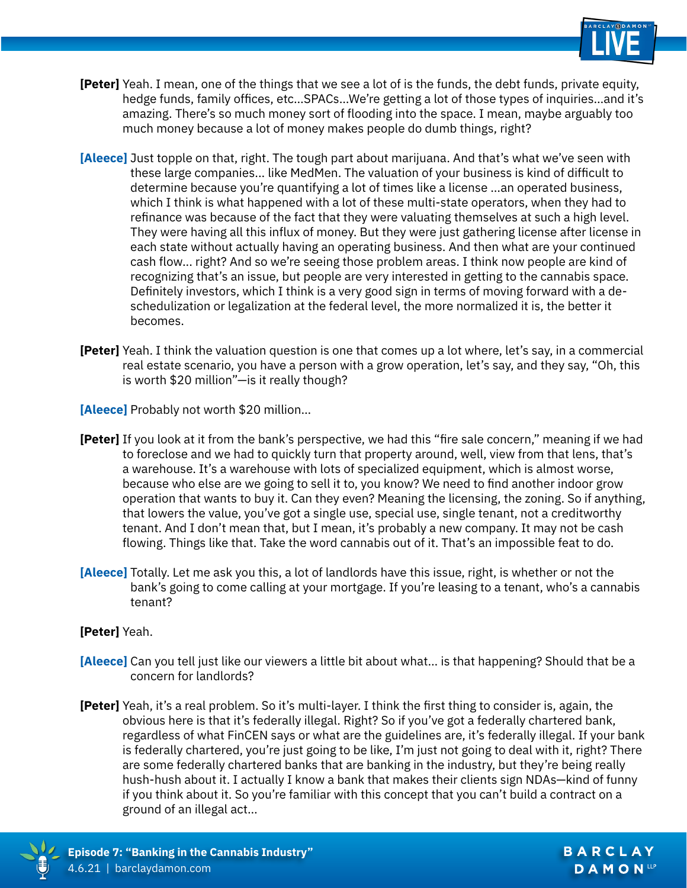**[Peter]** Yeah. I mean, one of the things that we see a lot of is the funds, the debt funds, private equity, hedge funds, family offices, etc...SPACs...We're getting a lot of those types of inquiries...and it's amazing. There's so much money sort of flooding into the space. I mean, maybe arguably too much money because a lot of money makes people do dumb things, right?

**[Aleece]** Just topple on that, right. The tough part about marijuana. And that's what we've seen with these large companies... like MedMen. The valuation of your business is kind of difficult to determine because you're quantifying a lot of times like a license ...an operated business, which I think is what happened with a lot of these multi-state operators, when they had to refinance was because of the fact that they were valuating themselves at such a high level. They were having all this influx of money. But they were just gathering license after license in each state without actually having an operating business. And then what are your continued cash flow... right? And so we're seeing those problem areas. I think now people are kind of recognizing that's an issue, but people are very interested in getting to the cannabis space. Definitely investors, which I think is a very good sign in terms of moving forward with a de-schedulization or legalization at the federal level, the more normalized it is, the better it becomes.

**[Peter]** Yeah. I think the valuation question is one that comes up a lot where, let's say, in a commercial real estate scenario, you have a person with a grow operation, let's say, and they say, "Oh, this is worth $20 million"—is it really though?

**[Aleece]** Probably not worth $20 million...

**[Peter]** If you look at it from the bank's perspective, we had this "fire sale concern," meaning if we had to foreclose and we had to quickly turn that property around, well, view from that lens, that's a warehouse. It's a warehouse with lots of specialized equipment, which is almost worse, because who else are we going to sell it to, you know? We need to find another indoor grow operation that wants to buy it. Can they even? Meaning the licensing, the zoning. So if anything, that lowers the value, you've got a single use, special use, single tenant, not a creditworthy tenant. And I don't mean that, but I mean, it's probably a new company. It may not be cash flowing. Things like that. Take the word cannabis out of it. That's an impossible feat to do.

**[Aleece]** Totally. Let me ask you this, a lot of landlords have this issue, right, is whether or not the bank's going to come calling at your mortgage. If you're leasing to a tenant, who's a cannabis tenant?

**[Peter]** Yeah.

**[Aleece]** Can you tell just like our viewers a little bit about what... is that happening? Should that be a concern for landlords?

**[Peter]** Yeah, it's a real problem. So it's multi-layer. I think the first thing to consider is, again, the obvious here is that it's federally illegal. Right? So if you've got a federally chartered bank, regardless of what FinCEN says or what are the guidelines are, it's federally illegal. If your bank is federally chartered, you're just going to be like, I'm just not going to deal with it, right? There are some federally chartered banks that are banking in the industry, but they're being really hush-hush about it. I actually I know a bank that makes their clients sign NDAs—kind of funny if you think about it. So you're familiar with this concept that you can't build a contract on a ground of an illegal act...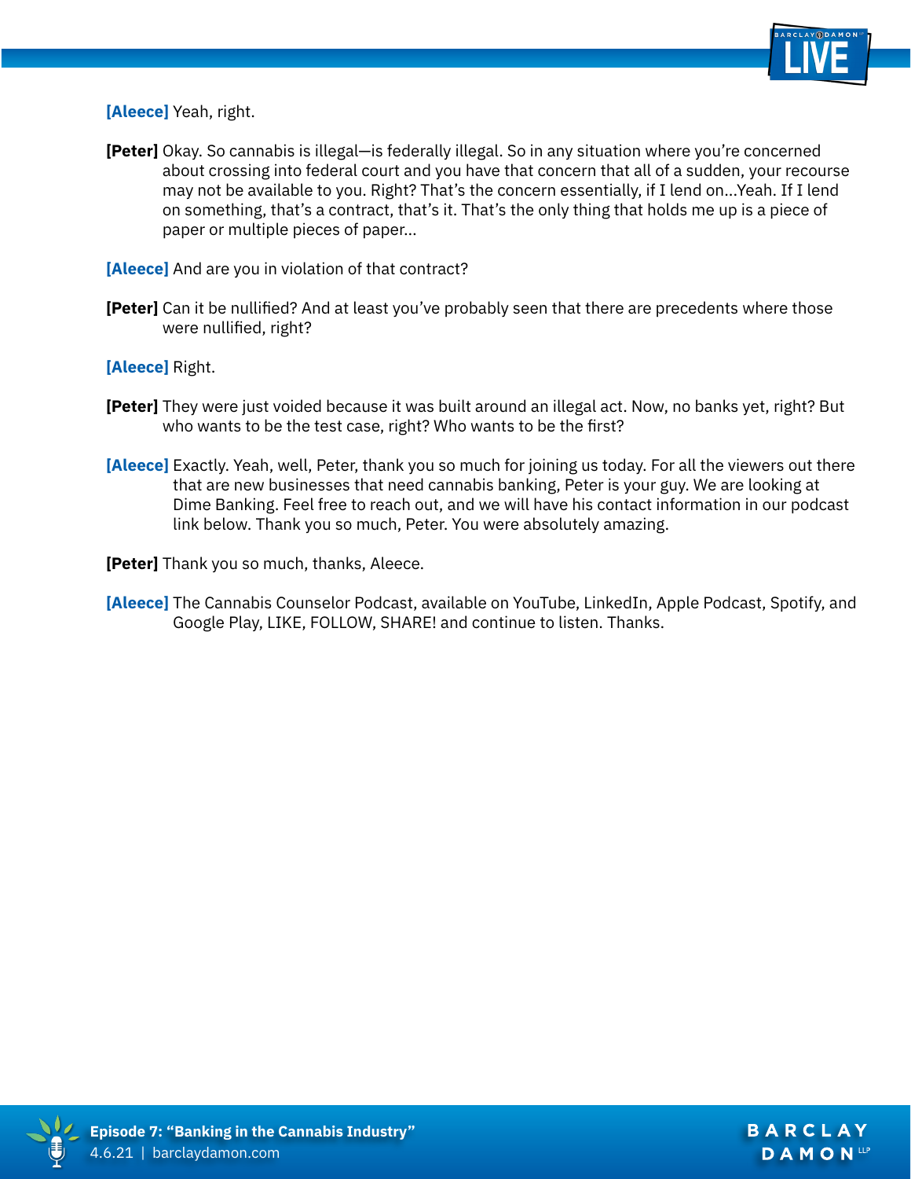**[Aleece]** Yeah, right.

**[Peter]** Okay. So cannabis is illegal—is federally illegal. So in any situation where you're concerned about crossing into federal court and you have that concern that all of a sudden, your recourse may not be available to you. Right? That's the concern essentially, if I lend on...Yeah. If I lend on something, that's a contract, that's it. That's the only thing that holds me up is a piece of paper or multiple pieces of paper...

**[Aleece]** And are you in violation of that contract?

**[Peter]** Can it be nullified? And at least you've probably seen that there are precedents where those were nullified, right?

**[Aleece]** Right.

**[Peter]** They were just voided because it was built around an illegal act. Now, no banks yet, right? But who wants to be the test case, right? Who wants to be the first?

**[Aleece]** Exactly. Yeah, well, Peter, thank you so much for joining us today. For all the viewers out there that are new businesses that need cannabis banking, Peter is your guy. We are looking at Dime Banking. Feel free to reach out, and we will have his contact information in our podcast link below. Thank you so much, Peter. You were absolutely amazing.

**[Peter]** Thank you so much, thanks, Aleece.

**[Aleece]** The Cannabis Counselor Podcast, available on YouTube, LinkedIn, Apple Podcast, Spotify, and Google Play, LIKE, FOLLOW, SHARE! and continue to listen. Thanks.